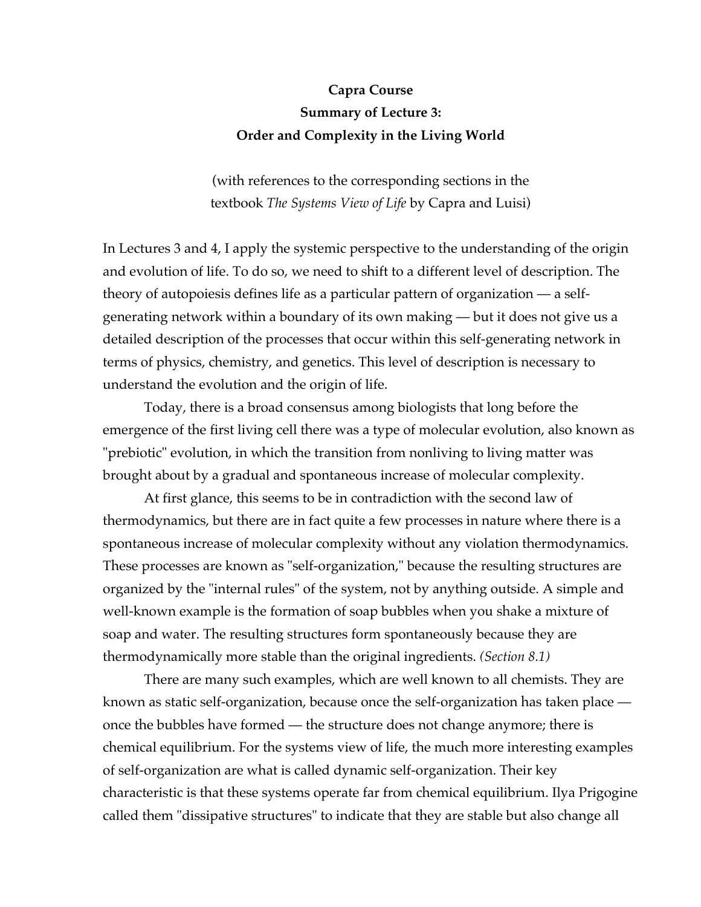**Capra Course**

**Summary of Lecture 3:**

**Order and Complexity in the Living World**

(with references to the corresponding sections in the textbook *The Systems View of Life* by Capra and Luisi)

In Lectures 3 and 4, I apply the systemic perspective to the understanding of the origin and evolution of life. To do so, we need to shift to a different level of description. The theory of autopoiesis defines life as a particular pattern of organization — a self-generating network within a boundary of its own making — but it does not give us a detailed description of the processes that occur within this self-generating network in terms of physics, chemistry, and genetics. This level of description is necessary to understand the evolution and the origin of life.

Today, there is a broad consensus among biologists that long before the emergence of the first living cell there was a type of molecular evolution, also known as "prebiotic" evolution, in which the transition from nonliving to living matter was brought about by a gradual and spontaneous increase of molecular complexity.

At first glance, this seems to be in contradiction with the second law of thermodynamics, but there are in fact quite a few processes in nature where there is a spontaneous increase of molecular complexity without any violation thermodynamics. These processes are known as "self-organization," because the resulting structures are organized by the "internal rules" of the system, not by anything outside. A simple and well-known example is the formation of soap bubbles when you shake a mixture of soap and water. The resulting structures form spontaneously because they are thermodynamically more stable than the original ingredients. *(Section 8.1)*

There are many such examples, which are well known to all chemists. They are known as static self-organization, because once the self-organization has taken place — once the bubbles have formed — the structure does not change anymore; there is chemical equilibrium. For the systems view of life, the much more interesting examples of self-organization are what is called dynamic self-organization. Their key characteristic is that these systems operate far from chemical equilibrium. Ilya Prigogine called them "dissipative structures" to indicate that they are stable but also change all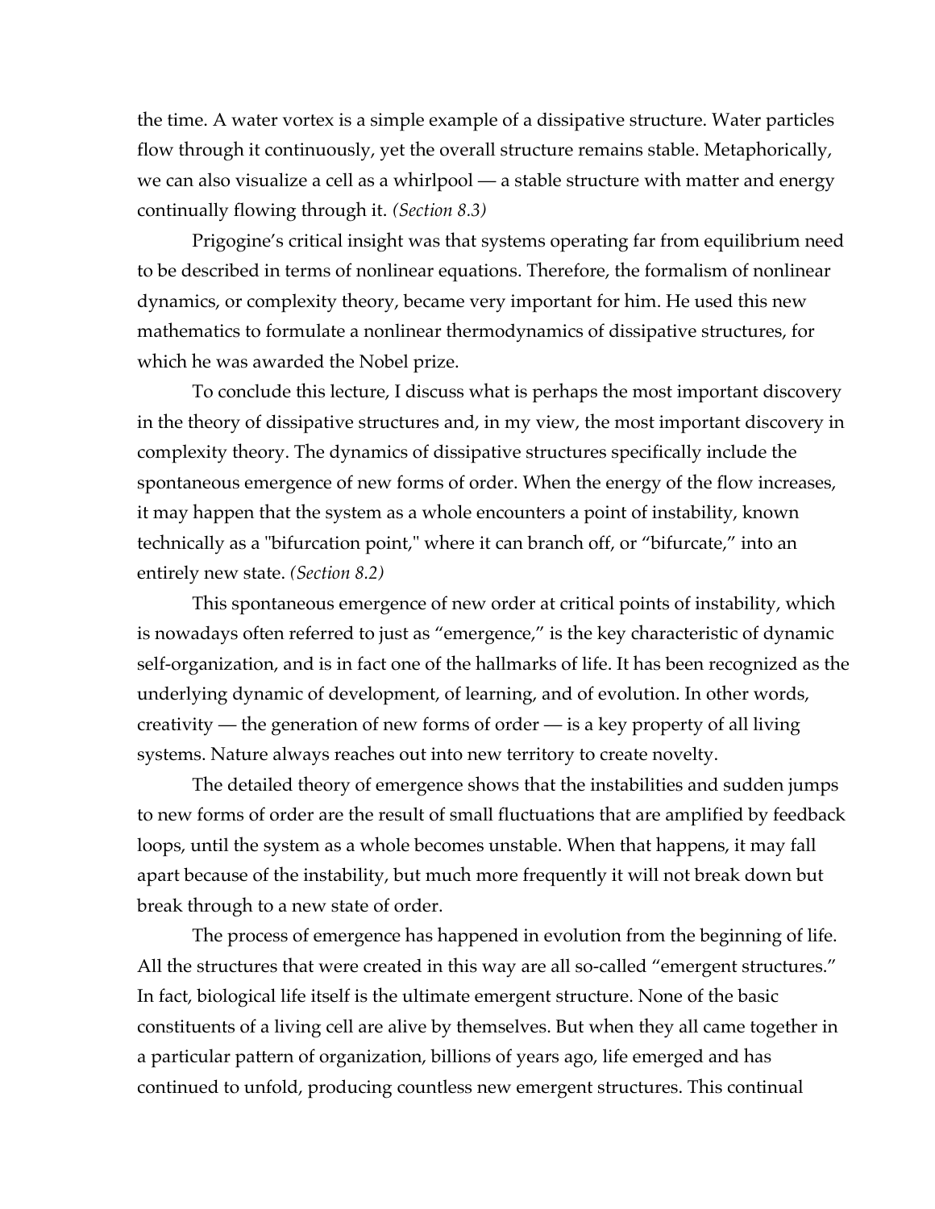the time. A water vortex is a simple example of a dissipative structure. Water particles flow through it continuously, yet the overall structure remains stable. Metaphorically, we can also visualize a cell as a whirlpool — a stable structure with matter and energy continually flowing through it. *(Section 8.3)*

Prigogine's critical insight was that systems operating far from equilibrium need to be described in terms of nonlinear equations. Therefore, the formalism of nonlinear dynamics, or complexity theory, became very important for him. He used this new mathematics to formulate a nonlinear thermodynamics of dissipative structures, for which he was awarded the Nobel prize.

To conclude this lecture, I discuss what is perhaps the most important discovery in the theory of dissipative structures and, in my view, the most important discovery in complexity theory. The dynamics of dissipative structures specifically include the spontaneous emergence of new forms of order. When the energy of the flow increases, it may happen that the system as a whole encounters a point of instability, known technically as a "bifurcation point," where it can branch off, or "bifurcate," into an entirely new state. *(Section 8.2)*

This spontaneous emergence of new order at critical points of instability, which is nowadays often referred to just as "emergence," is the key characteristic of dynamic self-organization, and is in fact one of the hallmarks of life. It has been recognized as the underlying dynamic of development, of learning, and of evolution. In other words, creativity — the generation of new forms of order — is a key property of all living systems. Nature always reaches out into new territory to create novelty.

The detailed theory of emergence shows that the instabilities and sudden jumps to new forms of order are the result of small fluctuations that are amplified by feedback loops, until the system as a whole becomes unstable. When that happens, it may fall apart because of the instability, but much more frequently it will not break down but break through to a new state of order.

The process of emergence has happened in evolution from the beginning of life. All the structures that were created in this way are all so-called "emergent structures." In fact, biological life itself is the ultimate emergent structure. None of the basic constituents of a living cell are alive by themselves. But when they all came together in a particular pattern of organization, billions of years ago, life emerged and has continued to unfold, producing countless new emergent structures. This continual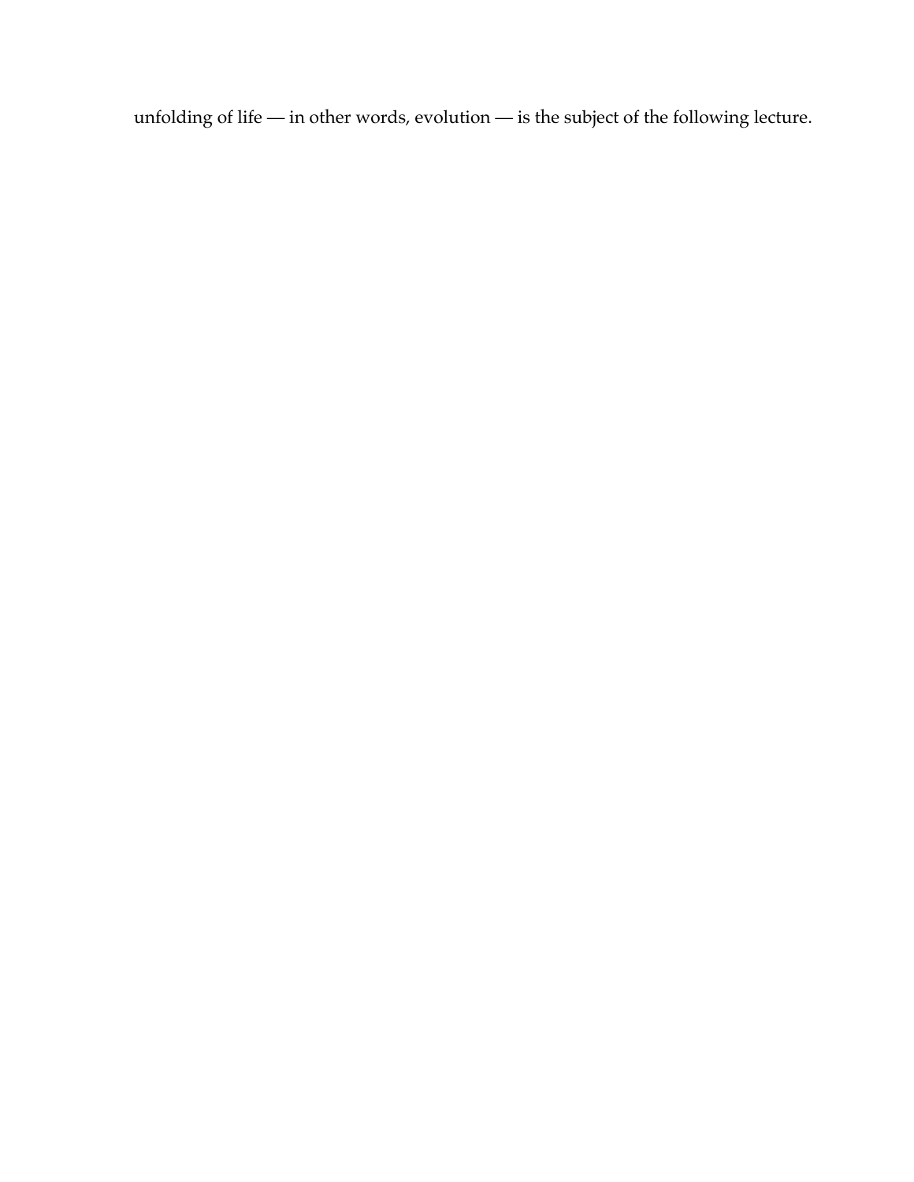unfolding of life — in other words, evolution — is the subject of the following lecture.